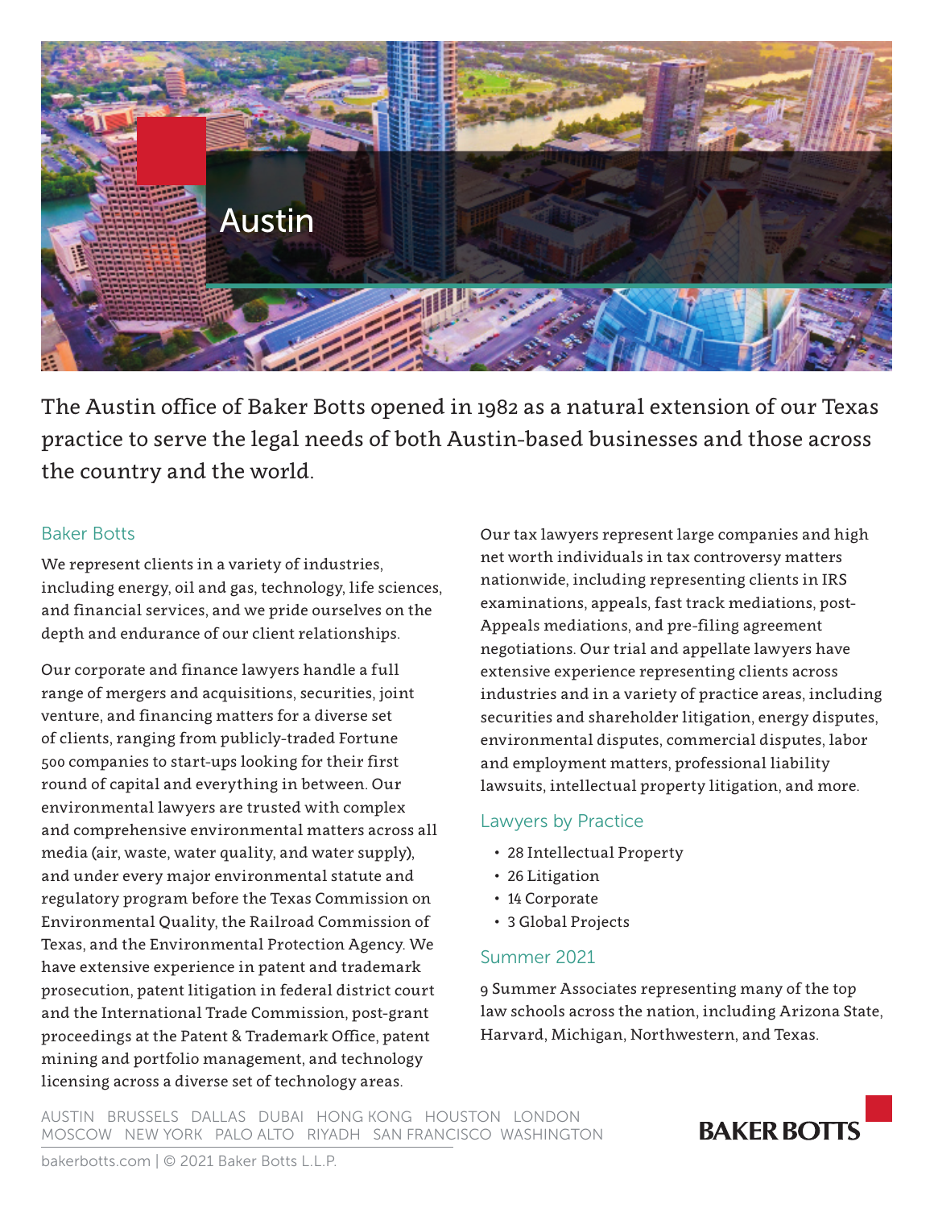# Austin

The Austin office of Baker Botts opened in 1982 as a natural extension of our Texas practice to serve the legal needs of both Austin-based businesses and those across the country and the world.

## Baker Botts

We represent clients in a variety of industries, including energy, oil and gas, technology, life sciences, and financial services, and we pride ourselves on the depth and endurance of our client relationships.

Our corporate and finance lawyers handle a full range of mergers and acquisitions, securities, joint venture, and financing matters for a diverse set of clients, ranging from publicly-traded Fortune 500 companies to start-ups looking for their first round of capital and everything in between. Our environmental lawyers are trusted with complex and comprehensive environmental matters across all media (air, waste, water quality, and water supply), and under every major environmental statute and regulatory program before the Texas Commission on Environmental Quality, the Railroad Commission of Texas, and the Environmental Protection Agency. We have extensive experience in patent and trademark prosecution, patent litigation in federal district court and the International Trade Commission, post-grant proceedings at the Patent & Trademark Office, patent mining and portfolio management, and technology licensing across a diverse set of technology areas.

Our tax lawyers represent large companies and high net worth individuals in tax controversy matters nationwide, including representing clients in IRS examinations, appeals, fast track mediations, post-Appeals mediations, and pre-filing agreement negotiations. Our trial and appellate lawyers have extensive experience representing clients across industries and in a variety of practice areas, including securities and shareholder litigation, energy disputes, environmental disputes, commercial disputes, labor and employment matters, professional liability lawsuits, intellectual property litigation, and more.

## Lawyers by Practice

- 28 Intellectual Property
- 26 Litigation
- 14 Corporate
- 3 Global Projects

## Summer 2021

9 Summer Associates representing many of the top law schools across the nation, including Arizona State, Harvard, Michigan, Northwestern, and Texas.

AUSTIN BRUSSELS DALLAS DUBAI HONG KONG HOUSTON LONDON MOSCOW NEW YORK PALO ALTO RIYADH SAN FRANCISCO WASHINGTON

bakerbotts.com | © 2021 Baker Botts L.L.P.

BAKER BOTTS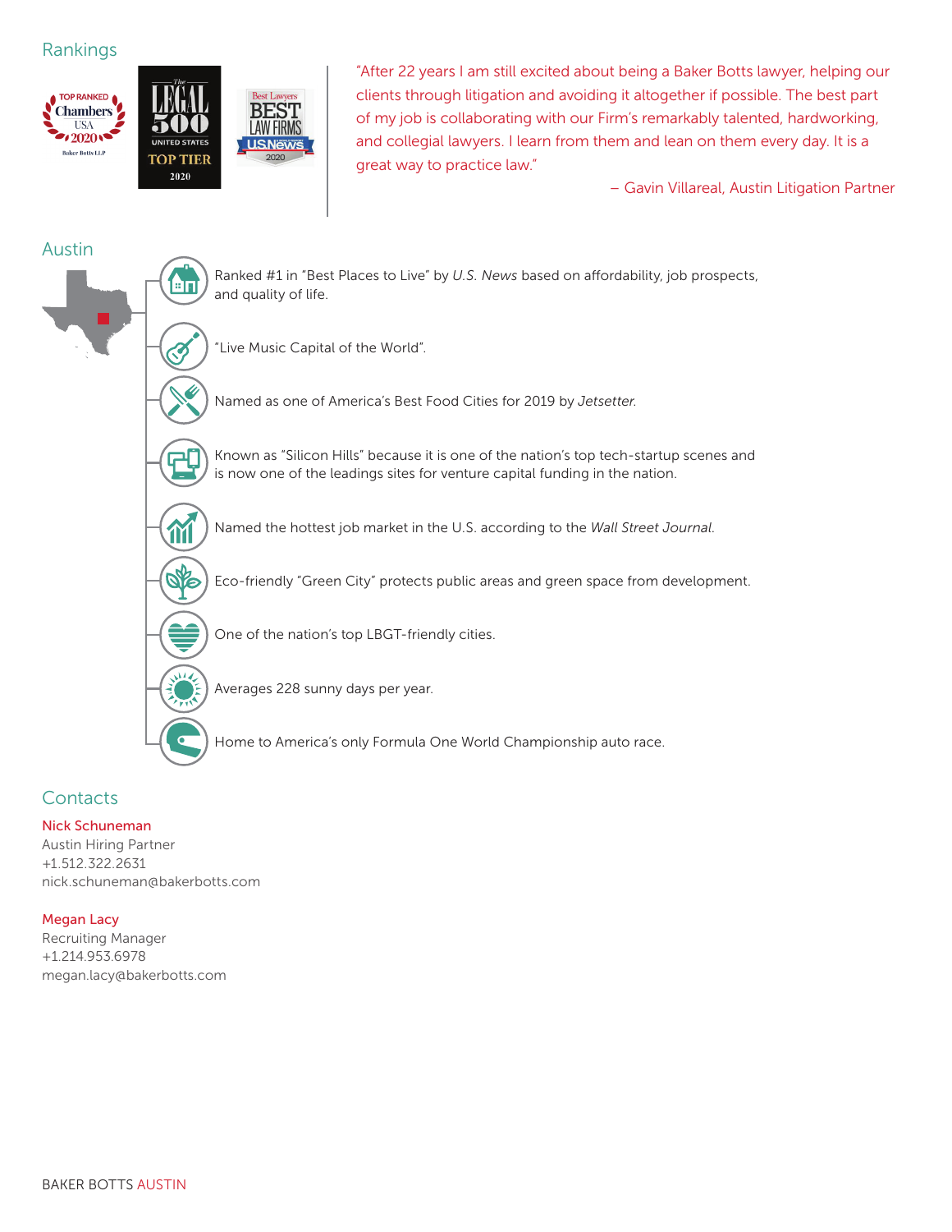## Rankings

"After 22 years I am still excited about being a Baker Botts lawyer, helping our clients through litigation and avoiding it altogether if possible. The best part of my job is collaborating with our Firm's remarkably talented, hardworking, and collegial lawyers. I learn from them and lean on them every day. It is a great way to practice law."

– Gavin Villareal, Austin Litigation Partner

## Austin

- Ranked #1 in "Best Places to Live" by *U.S. News* based on affordability, job prospects, and quality of life.
- "Live Music Capital of the World".
- Named as one of America's Best Food Cities for 2019 by *Jetsetter.*
- Known as "Silicon Hills" because it is one of the nation's top tech-startup scenes and is now one of the leadings sites for venture capital funding in the nation.
- Named the hottest job market in the U.S. according to the *Wall Street Journal*.
- Eco-friendly "Green City" protects public areas and green space from development.
- One of the nation's top LBGT-friendly cities.
- Averages 228 sunny days per year.
- Home to America's only Formula One World Championship auto race.

## Contacts

**Nick Schuneman**
Austin Hiring Partner
+1.512.322.2631
nick.schuneman@bakerbotts.com

**Megan Lacy**
Recruiting Manager
+1.214.953.6978
megan.lacy@bakerbotts.com